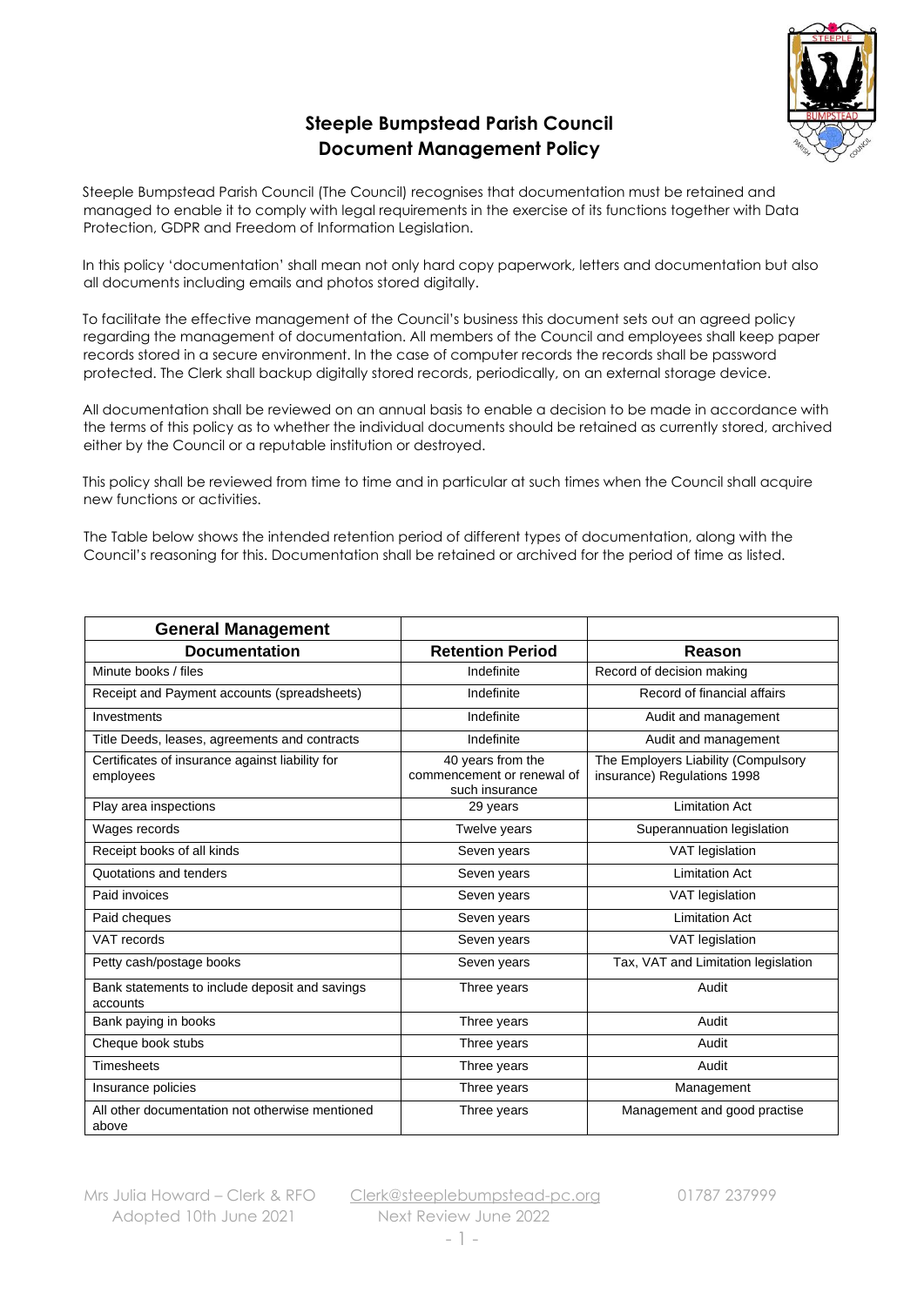# Steeple Bumpstead Parish Council
## Document Management Policy

Steeple Bumpstead Parish Council (The Council) recognises that documentation must be retained and managed to enable it to comply with legal requirements in the exercise of its functions together with Data Protection, GDPR and Freedom of Information Legislation.

In this policy 'documentation' shall mean not only hard copy paperwork, letters and documentation but also all documents including emails and photos stored digitally.

To facilitate the effective management of the Council's business this document sets out an agreed policy regarding the management of documentation. All members of the Council and employees shall keep paper records stored in a secure environment. In the case of computer records the records shall be password protected. The Clerk shall backup digitally stored records, periodically, on an external storage device.

All documentation shall be reviewed on an annual basis to enable a decision to be made in accordance with the terms of this policy as to whether the individual documents should be retained as currently stored, archived either by the Council or a reputable institution or destroyed.

This policy shall be reviewed from time to time and in particular at such times when the Council shall acquire new functions or activities.

The Table below shows the intended retention period of different types of documentation, along with the Council's reasoning for this. Documentation shall be retained or archived for the period of time as listed.

| **General Management** | | |
|---|---|---|
| **Documentation** | **Retention Period** | **Reason** |
| Minute books / files | Indefinite | Record of decision making |
| Receipt and Payment accounts (spreadsheets) | Indefinite | Record of financial affairs |
| Investments | Indefinite | Audit and management |
| Title Deeds, leases, agreements and contracts | Indefinite | Audit and management |
| Certificates of insurance against liability for employees | 40 years from the commencement or renewal of such insurance | The Employers Liability (Compulsory insurance) Regulations 1998 |
| Play area inspections | 29 years | Limitation Act |
| Wages records | Twelve years | Superannuation legislation |
| Receipt books of all kinds | Seven years | VAT legislation |
| Quotations and tenders | Seven years | Limitation Act |
| Paid invoices | Seven years | VAT legislation |
| Paid cheques | Seven years | Limitation Act |
| VAT records | Seven years | VAT legislation |
| Petty cash/postage books | Seven years | Tax, VAT and Limitation legislation |
| Bank statements to include deposit and savings accounts | Three years | Audit |
| Bank paying in books | Three years | Audit |
| Cheque book stubs | Three years | Audit |
| Timesheets | Three years | Audit |
| Insurance policies | Three years | Management |
| All other documentation not otherwise mentioned above | Three years | Management and good practise |

Mrs Julia Howard – Clerk & RFO    Clerk@steeplebumpstead-pc.org    01787 237999
Adopted 10th June 2021    Next Review June 2022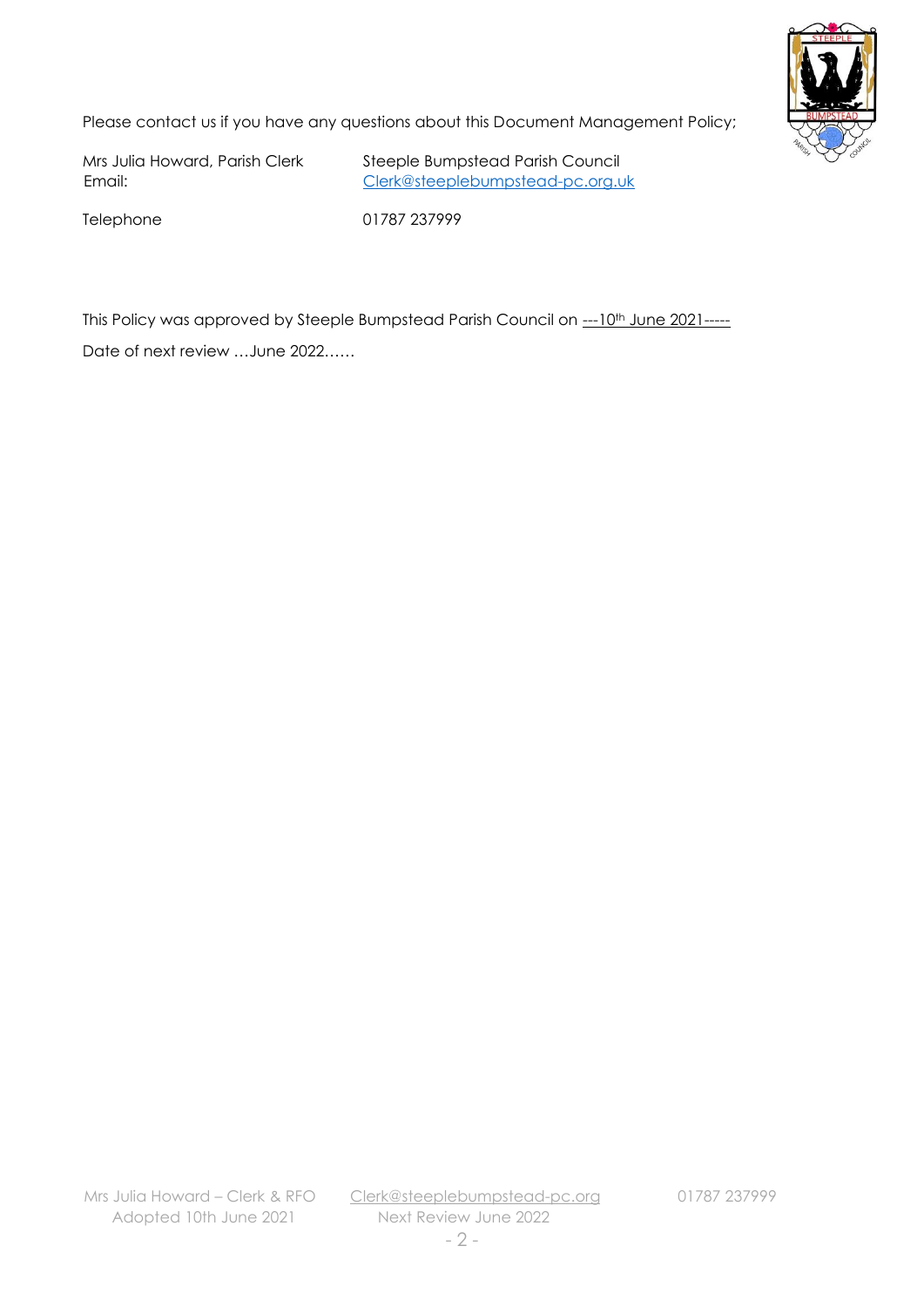Please contact us if you have any questions about this Document Management Policy;

Mrs Julia Howard, Parish Clerk — Steeple Bumpstead Parish Council

Email: Clerk@steeplebumpstead-pc.org.uk

Telephone 01787 237999

This Policy was approved by Steeple Bumpstead Parish Council on ---10th June 2021-----

Date of next review …June 2022……